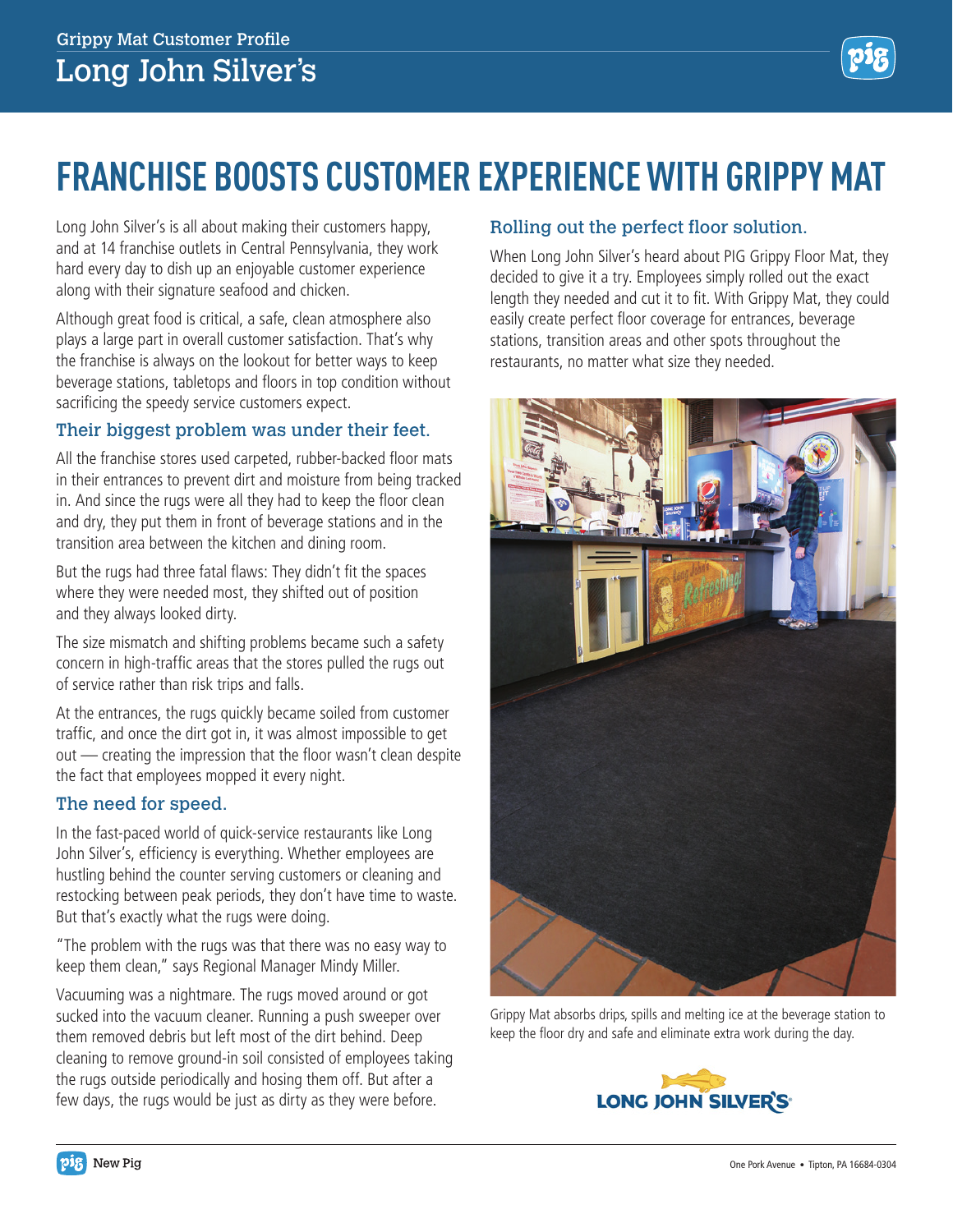Grippy Mat Customer Profile

# Long John Silver's

## FRANCHISE BOOSTS CUSTOMER EXPERIENCE WITH GRIPPY MAT

Long John Silver's is all about making their customers happy, and at 14 franchise outlets in Central Pennsylvania, they work hard every day to dish up an enjoyable customer experience along with their signature seafood and chicken.

Although great food is critical, a safe, clean atmosphere also plays a large part in overall customer satisfaction. That's why the franchise is always on the lookout for better ways to keep beverage stations, tabletops and floors in top condition without sacrificing the speedy service customers expect.

### Their biggest problem was under their feet.

All the franchise stores used carpeted, rubber-backed floor mats in their entrances to prevent dirt and moisture from being tracked in. And since the rugs were all they had to keep the floor clean and dry, they put them in front of beverage stations and in the transition area between the kitchen and dining room.

But the rugs had three fatal flaws: They didn't fit the spaces where they were needed most, they shifted out of position and they always looked dirty.

The size mismatch and shifting problems became such a safety concern in high-traffic areas that the stores pulled the rugs out of service rather than risk trips and falls.

At the entrances, the rugs quickly became soiled from customer traffic, and once the dirt got in, it was almost impossible to get out — creating the impression that the floor wasn't clean despite the fact that employees mopped it every night.

### The need for speed.

In the fast-paced world of quick-service restaurants like Long John Silver's, efficiency is everything. Whether employees are hustling behind the counter serving customers or cleaning and restocking between peak periods, they don't have time to waste. But that's exactly what the rugs were doing.

"The problem with the rugs was that there was no easy way to keep them clean," says Regional Manager Mindy Miller.

Vacuuming was a nightmare. The rugs moved around or got sucked into the vacuum cleaner. Running a push sweeper over them removed debris but left most of the dirt behind. Deep cleaning to remove ground-in soil consisted of employees taking the rugs outside periodically and hosing them off. But after a few days, the rugs would be just as dirty as they were before.

### Rolling out the perfect floor solution.

When Long John Silver's heard about PIG Grippy Floor Mat, they decided to give it a try. Employees simply rolled out the exact length they needed and cut it to fit. With Grippy Mat, they could easily create perfect floor coverage for entrances, beverage stations, transition areas and other spots throughout the restaurants, no matter what size they needed.

Grippy Mat absorbs drips, spills and melting ice at the beverage station to keep the floor dry and safe and eliminate extra work during the day.

New Pig

One Pork Avenue • Tipton, PA 16684-0304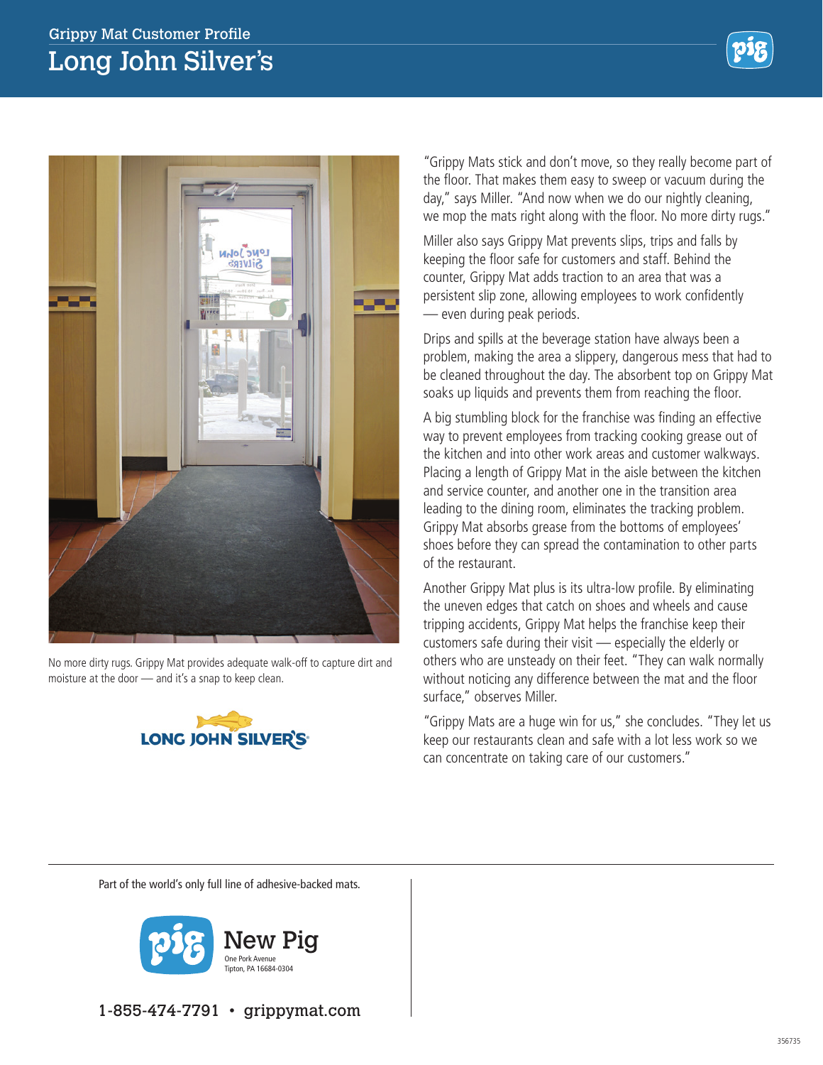# Long John Silver's

"Grippy Mats stick and don't move, so they really become part of the floor. That makes them easy to sweep or vacuum during the day," says Miller. "And now when we do our nightly cleaning, we mop the mats right along with the floor. No more dirty rugs."

Miller also says Grippy Mat prevents slips, trips and falls by keeping the floor safe for customers and staff. Behind the counter, Grippy Mat adds traction to an area that was a persistent slip zone, allowing employees to work confidently — even during peak periods.

Drips and spills at the beverage station have always been a problem, making the area a slippery, dangerous mess that had to be cleaned throughout the day. The absorbent top on Grippy Mat soaks up liquids and prevents them from reaching the floor.

A big stumbling block for the franchise was finding an effective way to prevent employees from tracking cooking grease out of the kitchen and into other work areas and customer walkways. Placing a length of Grippy Mat in the aisle between the kitchen and service counter, and another one in the transition area leading to the dining room, eliminates the tracking problem. Grippy Mat absorbs grease from the bottoms of employees' shoes before they can spread the contamination to other parts of the restaurant.

Another Grippy Mat plus is its ultra-low profile. By eliminating the uneven edges that catch on shoes and wheels and cause tripping accidents, Grippy Mat helps the franchise keep their customers safe during their visit — especially the elderly or others who are unsteady on their feet. "They can walk normally without noticing any difference between the mat and the floor surface," observes Miller.

"Grippy Mats are a huge win for us," she concludes. "They let us keep our restaurants clean and safe with a lot less work so we can concentrate on taking care of our customers."

No more dirty rugs. Grippy Mat provides adequate walk-off to capture dirt and moisture at the door — and it's a snap to keep clean.

Part of the world's only full line of adhesive-backed mats.

New Pig
One Pork Avenue
Tipton, PA 16684-0304

1-855-474-7791 • grippymat.com

356735